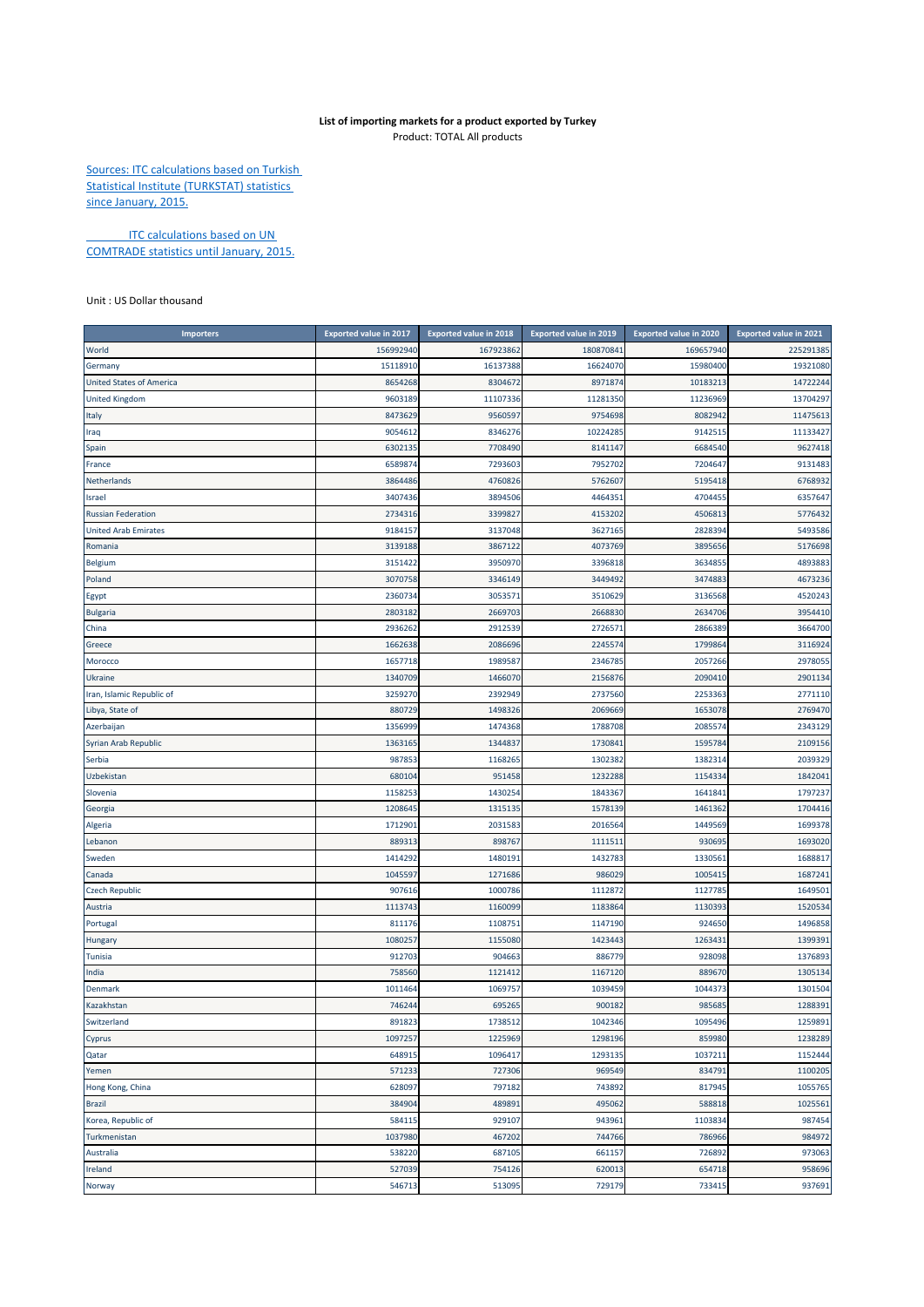**List of importing markets for a product exported by Turkey**
Product: TOTAL All products

Sources: ITC calculations based on Turkish Statistical Institute (TURKSTAT) statistics since January, 2015.

ITC calculations based on UN COMTRADE statistics until January, 2015.

Unit : US Dollar thousand

| Importers | Exported value in 2017 | Exported value in 2018 | Exported value in 2019 | Exported value in 2020 | Exported value in 2021 |
|---|---|---|---|---|---|
| World | 156992940 | 167923862 | 180870841 | 169657940 | 225291385 |
| Germany | 15118910 | 16137388 | 16624070 | 15980400 | 19321080 |
| United States of America | 8654268 | 8304672 | 8971874 | 10183213 | 14722244 |
| United Kingdom | 9603189 | 11107336 | 11281350 | 11236969 | 13704297 |
| Italy | 8473629 | 9560597 | 9754698 | 8082942 | 11475613 |
| Iraq | 9054612 | 8346276 | 10224285 | 9142515 | 11133427 |
| Spain | 6302135 | 7708490 | 8141147 | 6684540 | 9627418 |
| France | 6589874 | 7293603 | 7952702 | 7204647 | 9131483 |
| Netherlands | 3864486 | 4760826 | 5762607 | 5195418 | 6768932 |
| Israel | 3407436 | 3894506 | 4464351 | 4704455 | 6357647 |
| Russian Federation | 2734316 | 3399827 | 4153202 | 4506813 | 5776432 |
| United Arab Emirates | 9184157 | 3137048 | 3627165 | 2828394 | 5493586 |
| Romania | 3139188 | 3867122 | 4073769 | 3895656 | 5176698 |
| Belgium | 3151422 | 3950970 | 3396818 | 3634855 | 4893883 |
| Poland | 3070758 | 3346149 | 3449492 | 3474883 | 4673236 |
| Egypt | 2360734 | 3053571 | 3510629 | 3136568 | 4520243 |
| Bulgaria | 2803182 | 2669703 | 2668830 | 2634706 | 3954410 |
| China | 2936262 | 2912539 | 2726571 | 2866389 | 3664700 |
| Greece | 1662638 | 2086696 | 2245574 | 1799864 | 3116924 |
| Morocco | 1657718 | 1989587 | 2346785 | 2057266 | 2978055 |
| Ukraine | 1340709 | 1466070 | 2156876 | 2090410 | 2901134 |
| Iran, Islamic Republic of | 3259270 | 2392949 | 2737560 | 2253363 | 2771110 |
| Libya, State of | 880729 | 1498326 | 2069669 | 1653078 | 2769470 |
| Azerbaijan | 1356999 | 1474368 | 1788708 | 2085574 | 2343129 |
| Syrian Arab Republic | 1363165 | 1344837 | 1730841 | 1595784 | 2109156 |
| Serbia | 987853 | 1168265 | 1302382 | 1382314 | 2039329 |
| Uzbekistan | 680104 | 951458 | 1232288 | 1154334 | 1842041 |
| Slovenia | 1158253 | 1430254 | 1843367 | 1641841 | 1797237 |
| Georgia | 1208645 | 1315135 | 1578139 | 1461362 | 1704416 |
| Algeria | 1712901 | 2031583 | 2016564 | 1449569 | 1699378 |
| Lebanon | 889313 | 898767 | 1111511 | 930695 | 1693020 |
| Sweden | 1414292 | 1480191 | 1432783 | 1330561 | 1688817 |
| Canada | 1045597 | 1271686 | 986029 | 1005415 | 1687241 |
| Czech Republic | 907616 | 1000786 | 1112872 | 1127785 | 1649501 |
| Austria | 1113743 | 1160099 | 1183864 | 1130393 | 1520534 |
| Portugal | 811176 | 1108751 | 1147190 | 924650 | 1496858 |
| Hungary | 1080257 | 1155080 | 1423443 | 1263431 | 1399391 |
| Tunisia | 912703 | 904663 | 886779 | 928098 | 1376893 |
| India | 758560 | 1121412 | 1167120 | 889670 | 1305134 |
| Denmark | 1011464 | 1069757 | 1039459 | 1044373 | 1301504 |
| Kazakhstan | 746244 | 695265 | 900182 | 985685 | 1288391 |
| Switzerland | 891823 | 1738512 | 1042346 | 1095496 | 1259891 |
| Cyprus | 1097257 | 1225969 | 1298196 | 859980 | 1238289 |
| Qatar | 648915 | 1096417 | 1293135 | 1037211 | 1152444 |
| Yemen | 571233 | 727306 | 969549 | 834791 | 1100205 |
| Hong Kong, China | 628097 | 797182 | 743892 | 817945 | 1055765 |
| Brazil | 384904 | 489891 | 495062 | 588818 | 1025561 |
| Korea, Republic of | 584115 | 929107 | 943961 | 1103834 | 987454 |
| Turkmenistan | 1037980 | 467202 | 744766 | 786966 | 984972 |
| Australia | 538220 | 687105 | 661157 | 726892 | 973063 |
| Ireland | 527039 | 754126 | 620013 | 654718 | 958696 |
| Norway | 546713 | 513095 | 729179 | 733415 | 937691 |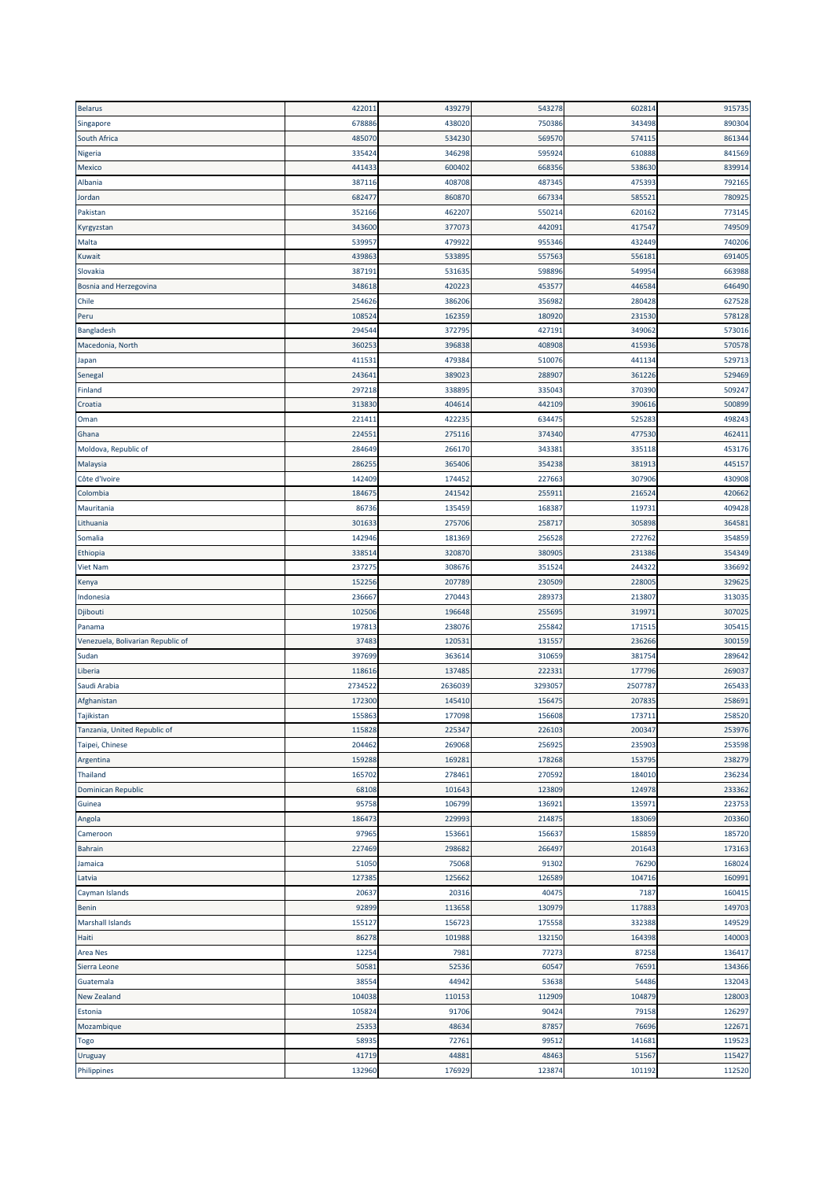| | | | | | |
|---|---|---|---|---|---|
| Belarus | 422011 | 439279 | 543278 | 602814 | 915735 |
| Singapore | 678886 | 438020 | 750386 | 343498 | 890304 |
| South Africa | 485070 | 534230 | 569570 | 574115 | 861344 |
| Nigeria | 335424 | 346298 | 595924 | 610888 | 841569 |
| Mexico | 441433 | 600402 | 668356 | 538630 | 839914 |
| Albania | 387116 | 408708 | 487345 | 475393 | 792165 |
| Jordan | 682477 | 860870 | 667334 | 585521 | 780925 |
| Pakistan | 352166 | 462207 | 550214 | 620162 | 773145 |
| Kyrgyzstan | 343600 | 377073 | 442091 | 417547 | 749509 |
| Malta | 539957 | 479922 | 955346 | 432449 | 740206 |
| Kuwait | 439863 | 533895 | 557563 | 556181 | 691405 |
| Slovakia | 387191 | 531635 | 598896 | 549954 | 663988 |
| Bosnia and Herzegovina | 348618 | 420223 | 453577 | 446584 | 646490 |
| Chile | 254626 | 386206 | 356982 | 280428 | 627528 |
| Peru | 108524 | 162359 | 180920 | 231530 | 578128 |
| Bangladesh | 294544 | 372795 | 427191 | 349062 | 573016 |
| Macedonia, North | 360253 | 396838 | 408908 | 415936 | 570578 |
| Japan | 411531 | 479384 | 510076 | 441134 | 529713 |
| Senegal | 243641 | 389023 | 288907 | 361226 | 529469 |
| Finland | 297218 | 338895 | 335043 | 370390 | 509247 |
| Croatia | 313830 | 404614 | 442109 | 390616 | 500899 |
| Oman | 221411 | 422235 | 634475 | 525283 | 498243 |
| Ghana | 224551 | 275116 | 374340 | 477530 | 462411 |
| Moldova, Republic of | 284649 | 266170 | 343381 | 335118 | 453176 |
| Malaysia | 286255 | 365406 | 354238 | 381913 | 445157 |
| Côte d'Ivoire | 142409 | 174452 | 227663 | 307906 | 430908 |
| Colombia | 184675 | 241542 | 255911 | 216524 | 420662 |
| Mauritania | 86736 | 135459 | 168387 | 119731 | 409428 |
| Lithuania | 301633 | 275706 | 258717 | 305898 | 364581 |
| Somalia | 142946 | 181369 | 256528 | 272762 | 354859 |
| Ethiopia | 338514 | 320870 | 380905 | 231386 | 354349 |
| Viet Nam | 237275 | 308676 | 351524 | 244322 | 336692 |
| Kenya | 152256 | 207789 | 230509 | 228005 | 329625 |
| Indonesia | 236667 | 270443 | 289373 | 213807 | 313035 |
| Djibouti | 102506 | 196648 | 255695 | 319971 | 307025 |
| Panama | 197813 | 238076 | 255842 | 171515 | 305415 |
| Venezuela, Bolivarian Republic of | 37483 | 120531 | 131557 | 236266 | 300159 |
| Sudan | 397699 | 363614 | 310659 | 381754 | 289642 |
| Liberia | 118616 | 137485 | 222331 | 177796 | 269037 |
| Saudi Arabia | 2734522 | 2636039 | 3293057 | 2507787 | 265433 |
| Afghanistan | 172300 | 145410 | 156475 | 207835 | 258691 |
| Tajikistan | 155863 | 177098 | 156608 | 173711 | 258520 |
| Tanzania, United Republic of | 115828 | 225347 | 226103 | 200347 | 253976 |
| Taipei, Chinese | 204462 | 269068 | 256925 | 235903 | 253598 |
| Argentina | 159288 | 169281 | 178268 | 153795 | 238279 |
| Thailand | 165702 | 278461 | 270592 | 184010 | 236234 |
| Dominican Republic | 68108 | 101643 | 123809 | 124978 | 233362 |
| Guinea | 95758 | 106799 | 136921 | 135971 | 223753 |
| Angola | 186473 | 229993 | 214875 | 183069 | 203360 |
| Cameroon | 97965 | 153661 | 156637 | 158859 | 185720 |
| Bahrain | 227469 | 298682 | 266497 | 201643 | 173163 |
| Jamaica | 51050 | 75068 | 91302 | 76290 | 168024 |
| Latvia | 127385 | 125662 | 126589 | 104716 | 160991 |
| Cayman Islands | 20637 | 20316 | 40475 | 7187 | 160415 |
| Benin | 92899 | 113658 | 130979 | 117883 | 149703 |
| Marshall Islands | 155127 | 156723 | 175558 | 332388 | 149529 |
| Haiti | 86278 | 101988 | 132150 | 164398 | 140003 |
| Area Nes | 12254 | 7981 | 77273 | 87258 | 136417 |
| Sierra Leone | 50581 | 52536 | 60547 | 76591 | 134366 |
| Guatemala | 38554 | 44942 | 53638 | 54486 | 132043 |
| New Zealand | 104038 | 110153 | 112909 | 104879 | 128003 |
| Estonia | 105824 | 91706 | 90424 | 79158 | 126297 |
| Mozambique | 25353 | 48634 | 87857 | 76696 | 122671 |
| Togo | 58935 | 72761 | 99512 | 141681 | 119523 |
| Uruguay | 41719 | 44881 | 48463 | 51567 | 115427 |
| Philippines | 132960 | 176929 | 123874 | 101192 | 112520 |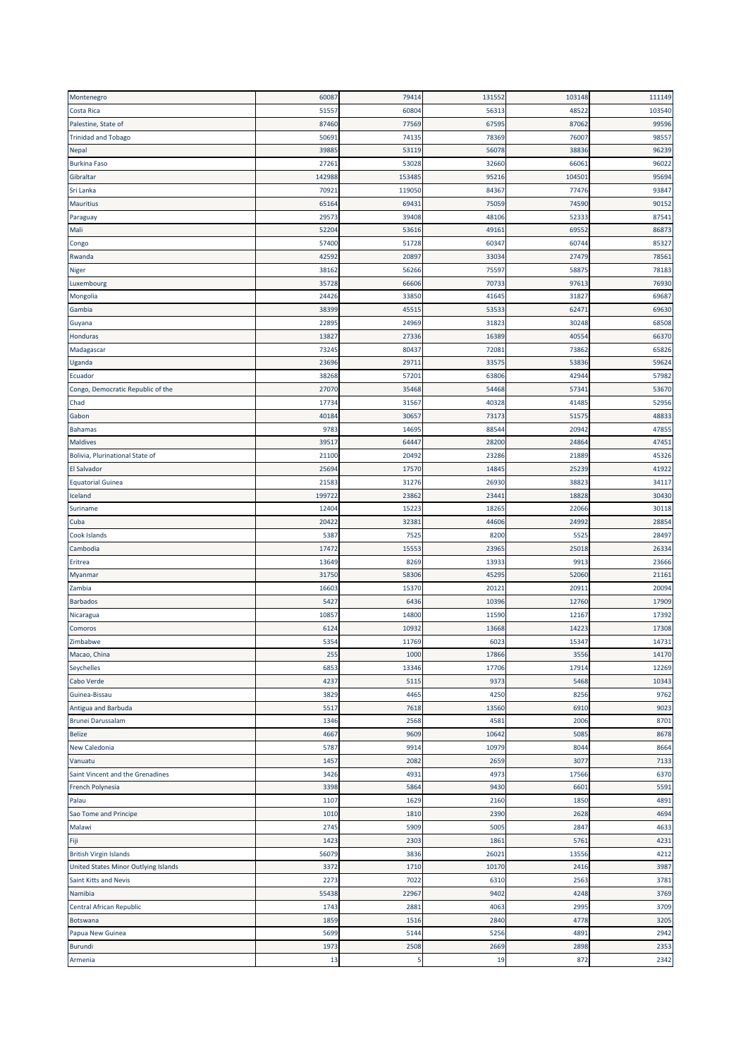| | | | | | |
|---|---|---|---|---|---|
| Montenegro | 60087 | 79414 | 131552 | 103148 | 111149 |
| Costa Rica | 51557 | 60804 | 56313 | 48522 | 103540 |
| Palestine, State of | 87460 | 77569 | 67595 | 87062 | 99596 |
| Trinidad and Tobago | 50691 | 74135 | 78369 | 76007 | 98557 |
| Nepal | 39885 | 53119 | 56078 | 38836 | 96239 |
| Burkina Faso | 27261 | 53028 | 32660 | 66061 | 96022 |
| Gibraltar | 142988 | 153485 | 95216 | 104501 | 95694 |
| Sri Lanka | 70921 | 119050 | 84367 | 77476 | 93847 |
| Mauritius | 65164 | 69431 | 75059 | 74590 | 90152 |
| Paraguay | 29573 | 39408 | 48106 | 52333 | 87541 |
| Mali | 52204 | 53616 | 49161 | 69552 | 86873 |
| Congo | 57400 | 51728 | 60347 | 60744 | 85327 |
| Rwanda | 42592 | 20897 | 33034 | 27479 | 78561 |
| Niger | 38162 | 56266 | 75597 | 58875 | 78183 |
| Luxembourg | 35728 | 66606 | 70733 | 97613 | 76930 |
| Mongolia | 24426 | 33850 | 41645 | 31827 | 69687 |
| Gambia | 38399 | 45515 | 53533 | 62471 | 69630 |
| Guyana | 22895 | 24969 | 31823 | 30248 | 68508 |
| Honduras | 13827 | 27336 | 16389 | 40554 | 66370 |
| Madagascar | 73245 | 80437 | 72081 | 73862 | 65826 |
| Uganda | 23696 | 29711 | 33575 | 53836 | 59624 |
| Ecuador | 38268 | 57201 | 63806 | 42944 | 57982 |
| Congo, Democratic Republic of the | 27070 | 35468 | 54468 | 57341 | 53670 |
| Chad | 17734 | 31567 | 40328 | 41485 | 52956 |
| Gabon | 40184 | 30657 | 73173 | 51575 | 48833 |
| Bahamas | 9783 | 14695 | 88544 | 20942 | 47855 |
| Maldives | 39517 | 64447 | 28200 | 24864 | 47451 |
| Bolivia, Plurinational State of | 21100 | 20492 | 23286 | 21889 | 45326 |
| El Salvador | 25694 | 17570 | 14845 | 25239 | 41922 |
| Equatorial Guinea | 21583 | 31276 | 26930 | 38823 | 34117 |
| Iceland | 199722 | 23862 | 23441 | 18828 | 30430 |
| Suriname | 12404 | 15223 | 18265 | 22066 | 30118 |
| Cuba | 20422 | 32381 | 44606 | 24992 | 28854 |
| Cook Islands | 5387 | 7525 | 8200 | 5525 | 28497 |
| Cambodia | 17472 | 15553 | 23965 | 25018 | 26334 |
| Eritrea | 13649 | 8269 | 13933 | 9913 | 23666 |
| Myanmar | 31750 | 58306 | 45295 | 52060 | 21161 |
| Zambia | 16603 | 15370 | 20121 | 20911 | 20094 |
| Barbados | 5427 | 6436 | 10396 | 12760 | 17909 |
| Nicaragua | 10857 | 14800 | 11590 | 12167 | 17392 |
| Comoros | 6124 | 10932 | 13668 | 14223 | 17308 |
| Zimbabwe | 5354 | 11769 | 6023 | 15347 | 14731 |
| Macao, China | 255 | 1000 | 17866 | 3556 | 14170 |
| Seychelles | 6853 | 13346 | 17706 | 17914 | 12269 |
| Cabo Verde | 4237 | 5115 | 9373 | 5468 | 10343 |
| Guinea-Bissau | 3829 | 4465 | 4250 | 8256 | 9762 |
| Antigua and Barbuda | 5517 | 7618 | 13560 | 6910 | 9023 |
| Brunei Darussalam | 1346 | 2568 | 4581 | 2006 | 8701 |
| Belize | 4667 | 9609 | 10642 | 5085 | 8678 |
| New Caledonia | 5787 | 9914 | 10979 | 8044 | 8664 |
| Vanuatu | 1457 | 2082 | 2659 | 3077 | 7133 |
| Saint Vincent and the Grenadines | 3426 | 4931 | 4973 | 17566 | 6370 |
| French Polynesia | 3398 | 5864 | 9430 | 6601 | 5591 |
| Palau | 1107 | 1629 | 2160 | 1850 | 4891 |
| Sao Tome and Principe | 1010 | 1810 | 2390 | 2628 | 4694 |
| Malawi | 2745 | 5909 | 5005 | 2847 | 4633 |
| Fiji | 1423 | 2303 | 1861 | 5761 | 4231 |
| British Virgin Islands | 56079 | 3836 | 26021 | 13556 | 4212 |
| United States Minor Outlying Islands | 3372 | 1710 | 10170 | 2416 | 3987 |
| Saint Kitts and Nevis | 2273 | 7022 | 6310 | 2563 | 3781 |
| Namibia | 55438 | 22967 | 9402 | 4248 | 3769 |
| Central African Republic | 1743 | 2881 | 4063 | 2995 | 3709 |
| Botswana | 1859 | 1516 | 2840 | 4778 | 3205 |
| Papua New Guinea | 5699 | 5144 | 5256 | 4891 | 2942 |
| Burundi | 1973 | 2508 | 2669 | 2898 | 2353 |
| Armenia | 13 | 5 | 19 | 872 | 2342 |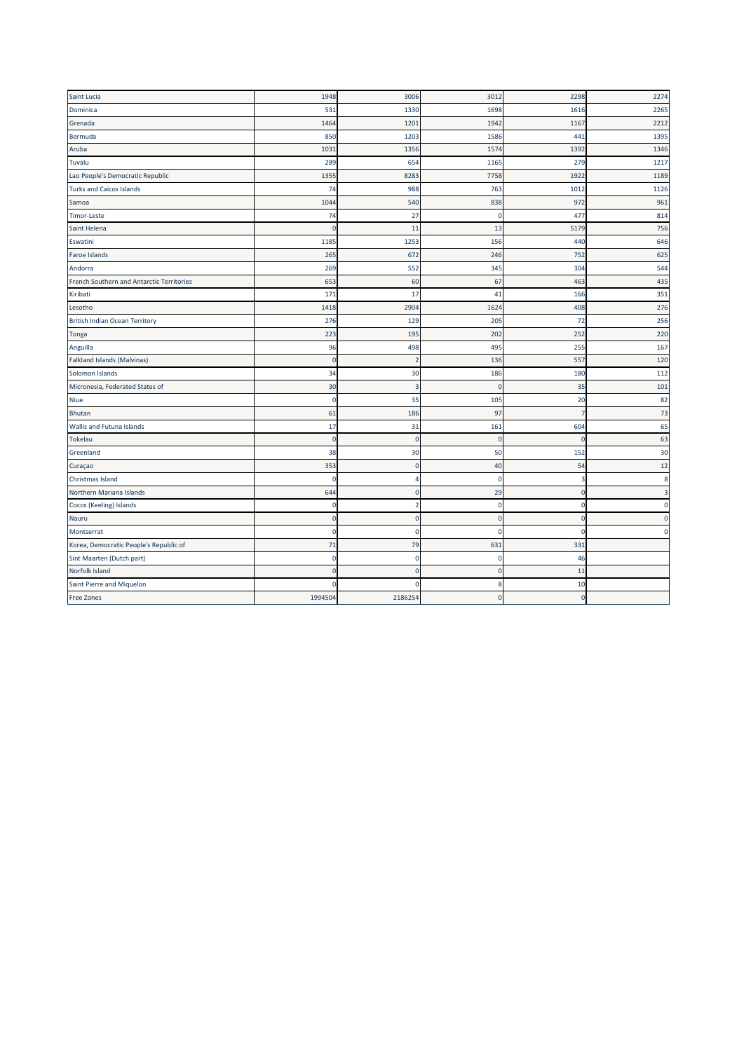| | | | | | |
|---|---|---|---|---|---|
| Saint Lucia | 1948 | 3006 | 3012 | 2298 | 2274 |
| Dominica | 531 | 1330 | 1698 | 1616 | 2265 |
| Grenada | 1464 | 1201 | 1942 | 1167 | 2212 |
| Bermuda | 850 | 1203 | 1586 | 441 | 1395 |
| Aruba | 1031 | 1356 | 1574 | 1392 | 1346 |
| Tuvalu | 289 | 654 | 1165 | 279 | 1217 |
| Lao People's Democratic Republic | 1355 | 8283 | 7758 | 1922 | 1189 |
| Turks and Caicos Islands | 74 | 988 | 763 | 1012 | 1126 |
| Samoa | 1044 | 540 | 838 | 972 | 961 |
| Timor-Leste | 74 | 27 | 0 | 477 | 814 |
| Saint Helena | 0 | 11 | 13 | 5179 | 756 |
| Eswatini | 1185 | 1253 | 156 | 440 | 646 |
| Faroe Islands | 265 | 672 | 246 | 752 | 625 |
| Andorra | 269 | 552 | 345 | 304 | 544 |
| French Southern and Antarctic Territories | 653 | 60 | 67 | 463 | 435 |
| Kiribati | 171 | 17 | 41 | 166 | 351 |
| Lesotho | 1418 | 2904 | 1624 | 408 | 276 |
| British Indian Ocean Territory | 276 | 129 | 205 | 72 | 256 |
| Tonga | 223 | 195 | 202 | 252 | 220 |
| Anguilla | 96 | 498 | 495 | 255 | 167 |
| Falkland Islands (Malvinas) | 0 | 2 | 136 | 557 | 120 |
| Solomon Islands | 34 | 30 | 186 | 180 | 112 |
| Micronesia, Federated States of | 30 | 3 | 0 | 35 | 101 |
| Niue | 0 | 35 | 105 | 20 | 82 |
| Bhutan | 61 | 186 | 97 | 7 | 73 |
| Wallis and Futuna Islands | 17 | 31 | 161 | 604 | 65 |
| Tokelau | 0 | 0 | 0 | 0 | 63 |
| Greenland | 38 | 30 | 50 | 152 | 30 |
| Curaçao | 353 | 0 | 40 | 54 | 12 |
| Christmas Island | 0 | 4 | 0 | 3 | 8 |
| Northern Mariana Islands | 644 | 0 | 29 | 0 | 3 |
| Cocos (Keeling) Islands | 0 | 2 | 0 | 0 | 0 |
| Nauru | 0 | 0 | 0 | 0 | 0 |
| Montserrat | 0 | 0 | 0 | 0 | 0 |
| Korea, Democratic People's Republic of | 71 | 79 | 631 | 331 | |
| Sint Maarten (Dutch part) | 0 | 0 | 0 | 46 | |
| Norfolk Island | 0 | 0 | 0 | 11 | |
| Saint Pierre and Miquelon | 0 | 0 | 8 | 10 | |
| Free Zones | 1994504 | 2186254 | 0 | 0 | |